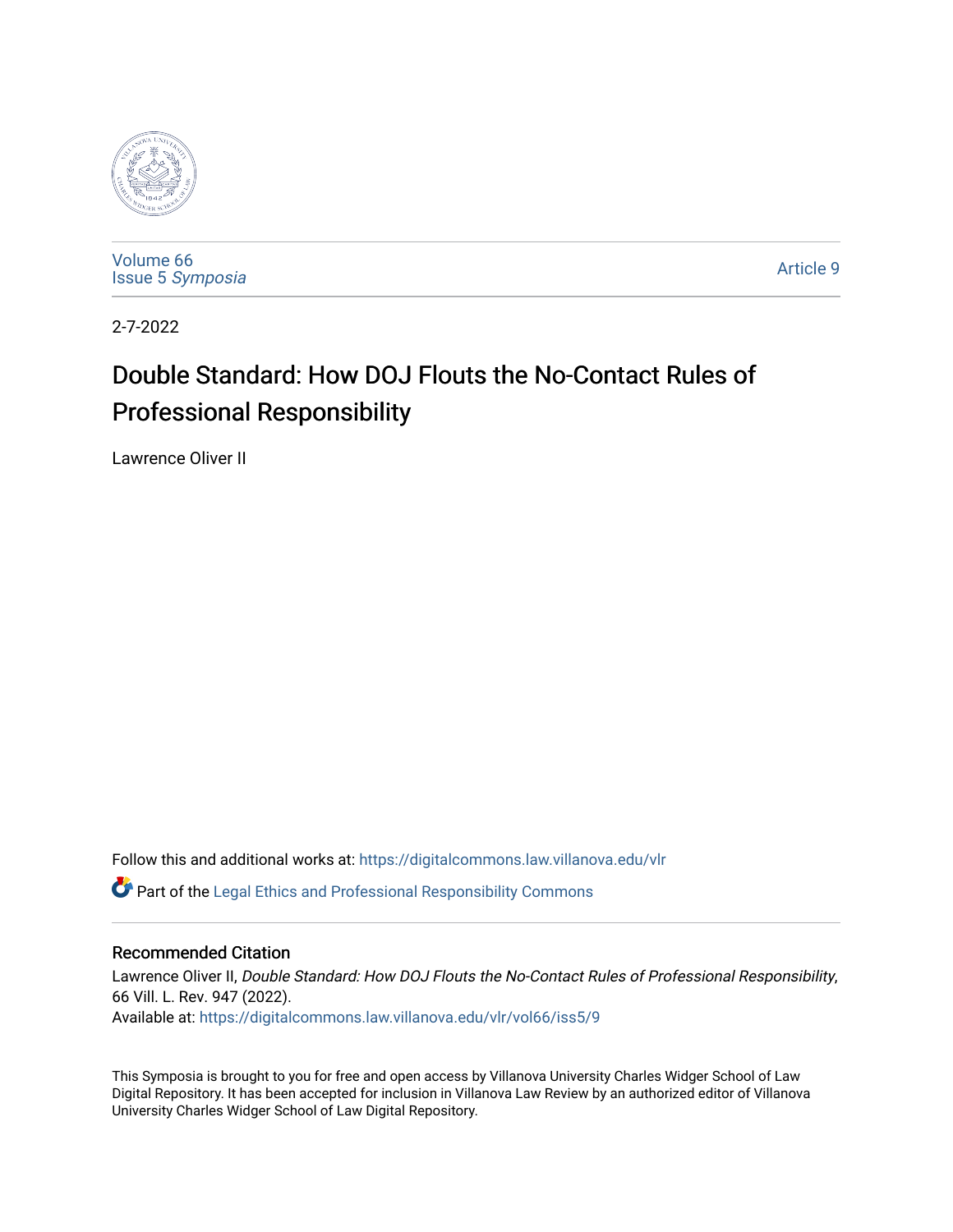Volume 66
Issue 5 *Symposia*

Article 9

2-7-2022

# Double Standard: How DOJ Flouts the No-Contact Rules of Professional Responsibility

Lawrence Oliver II

Follow this and additional works at: https://digitalcommons.law.villanova.edu/vlr

Part of the Legal Ethics and Professional Responsibility Commons

## Recommended Citation

Lawrence Oliver II, *Double Standard: How DOJ Flouts the No-Contact Rules of Professional Responsibility*, 66 Vill. L. Rev. 947 (2022).
Available at: https://digitalcommons.law.villanova.edu/vlr/vol66/iss5/9

This Symposia is brought to you for free and open access by Villanova University Charles Widger School of Law Digital Repository. It has been accepted for inclusion in Villanova Law Review by an authorized editor of Villanova University Charles Widger School of Law Digital Repository.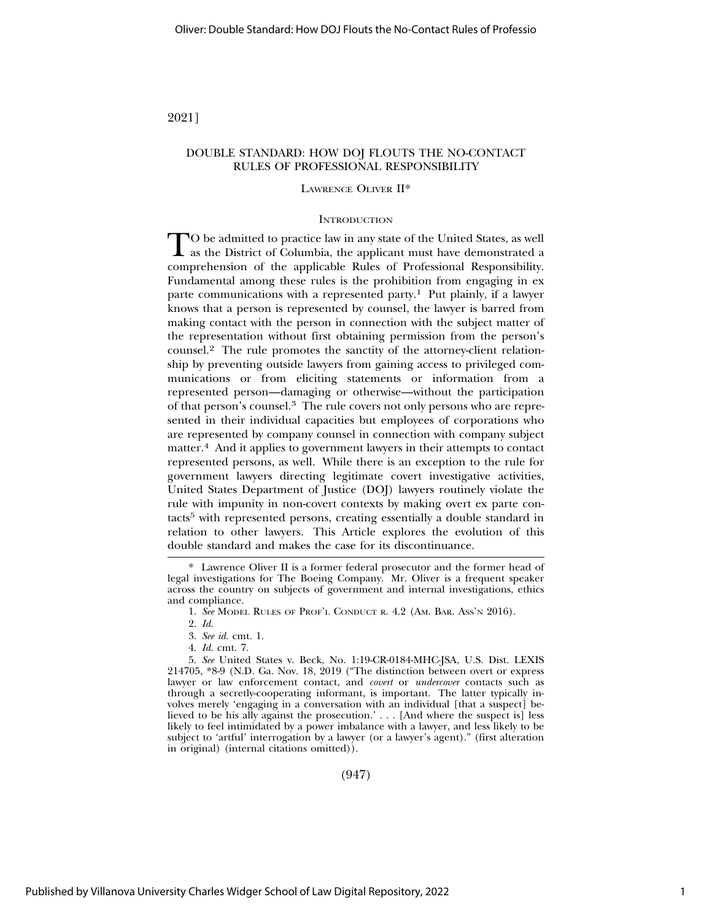# DOUBLE STANDARD: HOW DOJ FLOUTS THE NO-CONTACT RULES OF PROFESSIONAL RESPONSIBILITY

LAWRENCE OLIVER II*

## INTRODUCTION

TO be admitted to practice law in any state of the United States, as well as the District of Columbia, the applicant must have demonstrated a comprehension of the applicable Rules of Professional Responsibility. Fundamental among these rules is the prohibition from engaging in ex parte communications with a represented party.[1] Put plainly, if a lawyer knows that a person is represented by counsel, the lawyer is barred from making contact with the person in connection with the subject matter of the representation without first obtaining permission from the person's counsel.[2] The rule promotes the sanctity of the attorney-client relationship by preventing outside lawyers from gaining access to privileged communications or from eliciting statements or information from a represented person—damaging or otherwise—without the participation of that person's counsel.[3] The rule covers not only persons who are represented in their individual capacities but employees of corporations who are represented by company counsel in connection with company subject matter.[4] And it applies to government lawyers in their attempts to contact represented persons, as well. While there is an exception to the rule for government lawyers directing legitimate covert investigative activities, United States Department of Justice (DOJ) lawyers routinely violate the rule with impunity in non-covert contexts by making overt ex parte contacts[5] with represented persons, creating essentially a double standard in relation to other lawyers. This Article explores the evolution of this double standard and makes the case for its discontinuance.

---

\* Lawrence Oliver II is a former federal prosecutor and the former head of legal investigations for The Boeing Company. Mr. Oliver is a frequent speaker across the country on subjects of government and internal investigations, ethics and compliance.

1. *See* MODEL RULES OF PROF'L CONDUCT R. 4.2 (AM. BAR. ASS'N 2016).

2. *Id.*

3. *See id.* cmt. 1.

4. *Id.* cmt. 7.

5. *See* United States v. Beck, No. 1:19-CR-0184-MHC-JSA, U.S. Dist. LEXIS 214705, *8-9 (N.D. Ga. Nov. 18, 2019 ("The distinction between overt or express lawyer or law enforcement contact, and *covert* or *undercover* contacts such as through a secretly-cooperating informant, is important. The latter typically involves merely 'engaging in a conversation with an individual [that a suspect] believed to be his ally against the prosecution.' . . . [And where the suspect is] less likely to feel intimidated by a power imbalance with a lawyer, and less likely to be subject to 'artful' interrogation by a lawyer (or a lawyer's agent)." (first alteration in original) (internal citations omitted)).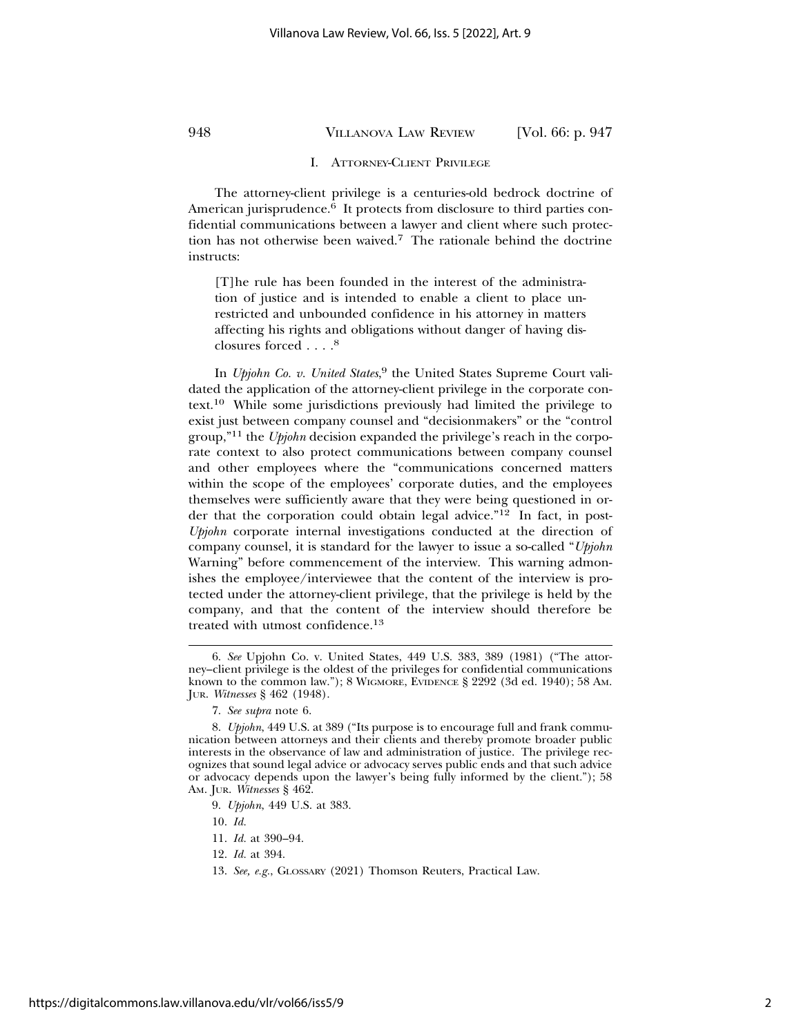## I. ATTORNEY-CLIENT PRIVILEGE

The attorney-client privilege is a centuries-old bedrock doctrine of American jurisprudence.[6] It protects from disclosure to third parties confidential communications between a lawyer and client where such protection has not otherwise been waived.[7] The rationale behind the doctrine instructs:

> [T]he rule has been founded in the interest of the administration of justice and is intended to enable a client to place unrestricted and unbounded confidence in his attorney in matters affecting his rights and obligations without danger of having disclosures forced . . . .[8]

In *Upjohn Co. v. United States*,[9] the United States Supreme Court validated the application of the attorney-client privilege in the corporate context.[10] While some jurisdictions previously had limited the privilege to exist just between company counsel and "decisionmakers" or the "control group,"[11] the *Upjohn* decision expanded the privilege's reach in the corporate context to also protect communications between company counsel and other employees where the "communications concerned matters within the scope of the employees' corporate duties, and the employees themselves were sufficiently aware that they were being questioned in order that the corporation could obtain legal advice."[12] In fact, in post-*Upjohn* corporate internal investigations conducted at the direction of company counsel, it is standard for the lawyer to issue a so-called "*Upjohn* Warning" before commencement of the interview. This warning admonishes the employee/interviewee that the content of the interview is protected under the attorney-client privilege, that the privilege is held by the company, and that the content of the interview should therefore be treated with utmost confidence.[13]

---

6. *See* Upjohn Co. v. United States, 449 U.S. 383, 389 (1981) ("The attorney–client privilege is the oldest of the privileges for confidential communications known to the common law."); 8 WIGMORE, EVIDENCE § 2292 (3d ed. 1940); 58 AM. JUR. *Witnesses* § 462 (1948).

7. *See supra* note 6.

8. *Upjohn*, 449 U.S. at 389 ("Its purpose is to encourage full and frank communication between attorneys and their clients and thereby promote broader public interests in the observance of law and administration of justice. The privilege recognizes that sound legal advice or advocacy serves public ends and that such advice or advocacy depends upon the lawyer's being fully informed by the client."); 58 AM. JUR. *Witnesses* § 462.

9. *Upjohn*, 449 U.S. at 383.

10. *Id.*

11. *Id.* at 390–94.

12. *Id.* at 394.

13. *See, e.g.*, GLOSSARY (2021) Thomson Reuters, Practical Law.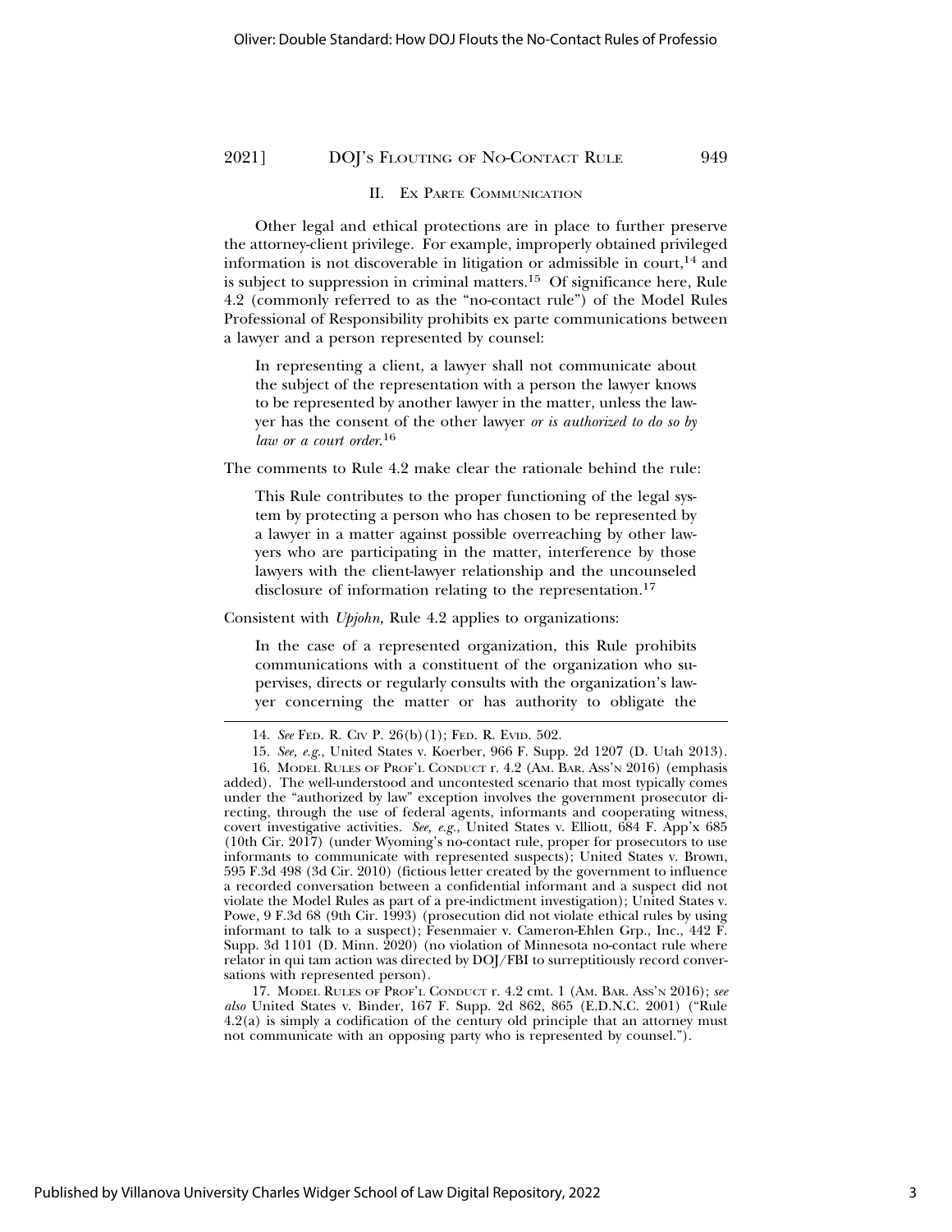## II. Ex Parte Communication

Other legal and ethical protections are in place to further preserve the attorney-client privilege. For example, improperly obtained privileged information is not discoverable in litigation or admissible in court,[14] and is subject to suppression in criminal matters.[15] Of significance here, Rule 4.2 (commonly referred to as the "no-contact rule") of the Model Rules Professional of Responsibility prohibits ex parte communications between a lawyer and a person represented by counsel:

> In representing a client, a lawyer shall not communicate about the subject of the representation with a person the lawyer knows to be represented by another lawyer in the matter, unless the lawyer has the consent of the other lawyer *or is authorized to do so by law or a court order*.[16]

The comments to Rule 4.2 make clear the rationale behind the rule:

> This Rule contributes to the proper functioning of the legal system by protecting a person who has chosen to be represented by a lawyer in a matter against possible overreaching by other lawyers who are participating in the matter, interference by those lawyers with the client-lawyer relationship and the uncounseled disclosure of information relating to the representation.[17]

Consistent with *Upjohn,* Rule 4.2 applies to organizations:

> In the case of a represented organization, this Rule prohibits communications with a constituent of the organization who supervises, directs or regularly consults with the organization's lawyer concerning the matter or has authority to obligate the

---

14. *See* Fed. R. Civ P. 26(b)(1); Fed. R. Evid. 502.

15. *See, e.g.,* United States v. Koerber, 966 F. Supp. 2d 1207 (D. Utah 2013).

16. Model Rules of Prof'l Conduct r. 4.2 (Am. Bar. Ass'n 2016) (emphasis added). The well-understood and uncontested scenario that most typically comes under the "authorized by law" exception involves the government prosecutor directing, through the use of federal agents, informants and cooperating witness, covert investigative activities. *See, e.g.,* United States v. Elliott, 684 F. App'x 685 (10th Cir. 2017) (under Wyoming's no-contact rule, proper for prosecutors to use informants to communicate with represented suspects); United States v. Brown, 595 F.3d 498 (3d Cir. 2010) (fictious letter created by the government to influence a recorded conversation between a confidential informant and a suspect did not violate the Model Rules as part of a pre-indictment investigation); United States v. Powe, 9 F.3d 68 (9th Cir. 1993) (prosecution did not violate ethical rules by using informant to talk to a suspect); Fesenmaier v. Cameron-Ehlen Grp., Inc., 442 F. Supp. 3d 1101 (D. Minn. 2020) (no violation of Minnesota no-contact rule where relator in qui tam action was directed by DOJ/FBI to surreptitiously record conversations with represented person).

17. Model Rules of Prof'l Conduct r. 4.2 cmt. 1 (Am. Bar. Ass'n 2016); *see also* United States v. Binder, 167 F. Supp. 2d 862, 865 (E.D.N.C. 2001) ("Rule 4.2(a) is simply a codification of the century old principle that an attorney must not communicate with an opposing party who is represented by counsel.").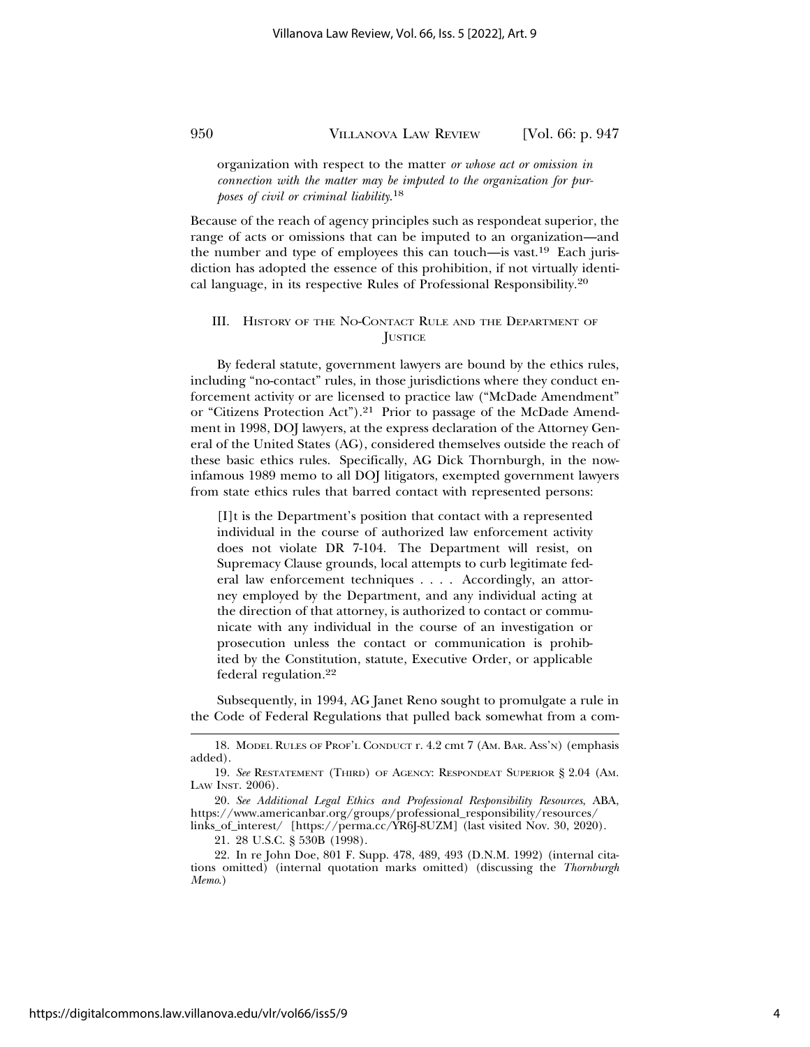organization with respect to the matter *or whose act or omission in connection with the matter may be imputed to the organization for purposes of civil or criminal liability*.[18]

Because of the reach of agency principles such as respondeat superior, the range of acts or omissions that can be imputed to an organization—and the number and type of employees this can touch—is vast.[19] Each jurisdiction has adopted the essence of this prohibition, if not virtually identical language, in its respective Rules of Professional Responsibility.[20]

## III. History of the No-Contact Rule and the Department of Justice

By federal statute, government lawyers are bound by the ethics rules, including "no-contact" rules, in those jurisdictions where they conduct enforcement activity or are licensed to practice law ("McDade Amendment" or "Citizens Protection Act").[21] Prior to passage of the McDade Amendment in 1998, DOJ lawyers, at the express declaration of the Attorney General of the United States (AG), considered themselves outside the reach of these basic ethics rules. Specifically, AG Dick Thornburgh, in the now-infamous 1989 memo to all DOJ litigators, exempted government lawyers from state ethics rules that barred contact with represented persons:

> [I]t is the Department's position that contact with a represented individual in the course of authorized law enforcement activity does not violate DR 7-104. The Department will resist, on Supremacy Clause grounds, local attempts to curb legitimate federal law enforcement techniques . . . . Accordingly, an attorney employed by the Department, and any individual acting at the direction of that attorney, is authorized to contact or communicate with any individual in the course of an investigation or prosecution unless the contact or communication is prohibited by the Constitution, statute, Executive Order, or applicable federal regulation.[22]

Subsequently, in 1994, AG Janet Reno sought to promulgate a rule in the Code of Federal Regulations that pulled back somewhat from a com-

---

18. Model Rules of Prof'l Conduct r. 4.2 cmt 7 (Am. Bar. Ass'n) (emphasis added).

19. *See* Restatement (Third) of Agency: Respondeat Superior § 2.04 (Am. Law Inst. 2006).

20. *See Additional Legal Ethics and Professional Responsibility Resources*, ABA, https://www.americanbar.org/groups/professional_responsibility/resources/links_of_interest/ [https://perma.cc/YR6J-8UZM] (last visited Nov. 30, 2020).

21. 28 U.S.C. § 530B (1998).

22. In re John Doe, 801 F. Supp. 478, 489, 493 (D.N.M. 1992) (internal citations omitted) (internal quotation marks omitted) (discussing the *Thornburgh Memo*.)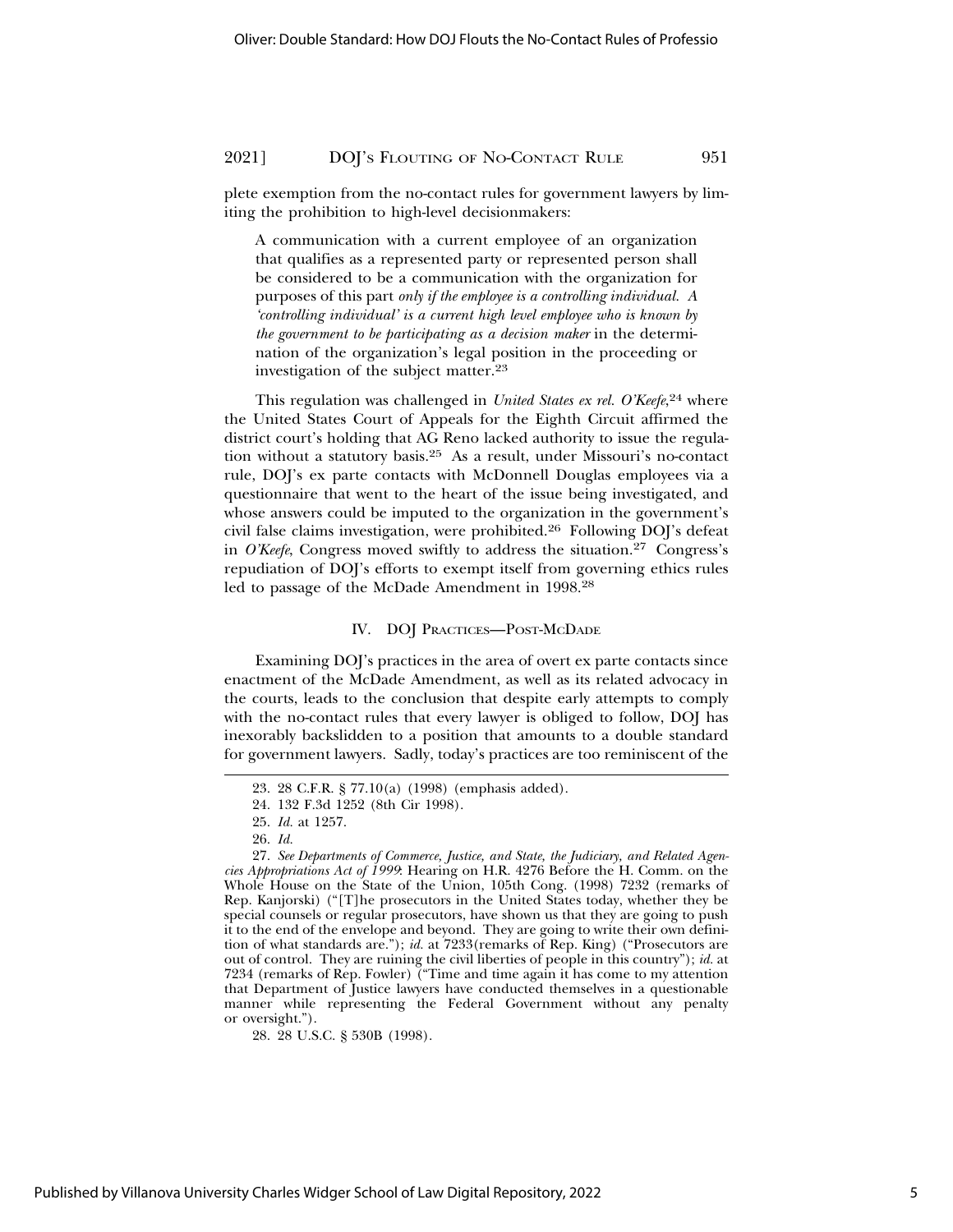plete exemption from the no-contact rules for government lawyers by limiting the prohibition to high-level decisionmakers:

> A communication with a current employee of an organization that qualifies as a represented party or represented person shall be considered to be a communication with the organization for purposes of this part *only if the employee is a controlling individual. A 'controlling individual' is a current high level employee who is known by the government to be participating as a decision maker* in the determination of the organization's legal position in the proceeding or investigation of the subject matter.[23]

This regulation was challenged in *United States ex rel. O'Keefe*,[24] where the United States Court of Appeals for the Eighth Circuit affirmed the district court's holding that AG Reno lacked authority to issue the regulation without a statutory basis.[25] As a result, under Missouri's no-contact rule, DOJ's ex parte contacts with McDonnell Douglas employees via a questionnaire that went to the heart of the issue being investigated, and whose answers could be imputed to the organization in the government's civil false claims investigation, were prohibited.[26] Following DOJ's defeat in *O'Keefe*, Congress moved swiftly to address the situation.[27] Congress's repudiation of DOJ's efforts to exempt itself from governing ethics rules led to passage of the McDade Amendment in 1998.[28]

## IV. DOJ Practices—Post-McDade

Examining DOJ's practices in the area of overt ex parte contacts since enactment of the McDade Amendment, as well as its related advocacy in the courts, leads to the conclusion that despite early attempts to comply with the no-contact rules that every lawyer is obliged to follow, DOJ has inexorably backslidden to a position that amounts to a double standard for government lawyers. Sadly, today's practices are too reminiscent of the

---

23. 28 C.F.R. § 77.10(a) (1998) (emphasis added).

24. 132 F.3d 1252 (8th Cir 1998).

25. *Id.* at 1257.

26. *Id.*

27. *See Departments of Commerce, Justice, and State, the Judiciary, and Related Agencies Appropriations Act of 1999*: Hearing on H.R. 4276 Before the H. Comm. on the Whole House on the State of the Union, 105th Cong. (1998) 7232 (remarks of Rep. Kanjorski) ("[T]he prosecutors in the United States today, whether they be special counsels or regular prosecutors, have shown us that they are going to push it to the end of the envelope and beyond. They are going to write their own definition of what standards are."); *id.* at 7233(remarks of Rep. King) ("Prosecutors are out of control. They are ruining the civil liberties of people in this country"); *id.* at 7234 (remarks of Rep. Fowler) ("Time and time again it has come to my attention that Department of Justice lawyers have conducted themselves in a questionable manner while representing the Federal Government without any penalty or oversight.").

28. 28 U.S.C. § 530B (1998).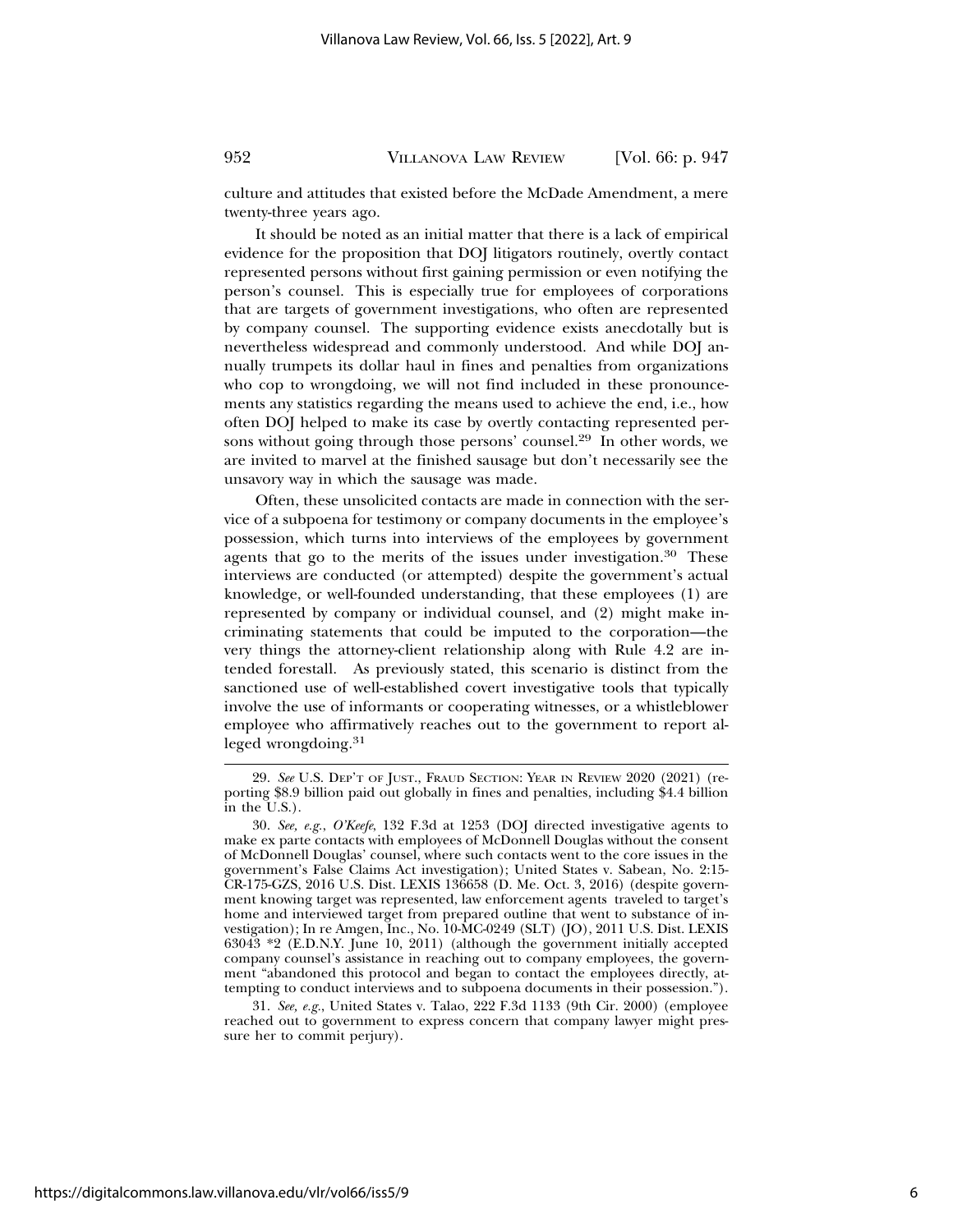culture and attitudes that existed before the McDade Amendment, a mere twenty-three years ago.

It should be noted as an initial matter that there is a lack of empirical evidence for the proposition that DOJ litigators routinely, overtly contact represented persons without first gaining permission or even notifying the person's counsel. This is especially true for employees of corporations that are targets of government investigations, who often are represented by company counsel. The supporting evidence exists anecdotally but is nevertheless widespread and commonly understood. And while DOJ annually trumpets its dollar haul in fines and penalties from organizations who cop to wrongdoing, we will not find included in these pronouncements any statistics regarding the means used to achieve the end, i.e., how often DOJ helped to make its case by overtly contacting represented persons without going through those persons' counsel.[29] In other words, we are invited to marvel at the finished sausage but don't necessarily see the unsavory way in which the sausage was made.

Often, these unsolicited contacts are made in connection with the service of a subpoena for testimony or company documents in the employee's possession, which turns into interviews of the employees by government agents that go to the merits of the issues under investigation.[30] These interviews are conducted (or attempted) despite the government's actual knowledge, or well-founded understanding, that these employees (1) are represented by company or individual counsel, and (2) might make incriminating statements that could be imputed to the corporation—the very things the attorney-client relationship along with Rule 4.2 are intended forestall. As previously stated, this scenario is distinct from the sanctioned use of well-established covert investigative tools that typically involve the use of informants or cooperating witnesses, or a whistleblower employee who affirmatively reaches out to the government to report alleged wrongdoing.[31]

---

29. *See* U.S. DEP'T OF JUST., FRAUD SECTION: YEAR IN REVIEW 2020 (2021) (reporting $8.9 billion paid out globally in fines and penalties, including $4.4 billion in the U.S.).

30. *See, e.g.*, *O'Keefe*, 132 F.3d at 1253 (DOJ directed investigative agents to make ex parte contacts with employees of McDonnell Douglas without the consent of McDonnell Douglas' counsel, where such contacts went to the core issues in the government's False Claims Act investigation); United States v. Sabean, No. 2:15-CR-175-GZS, 2016 U.S. Dist. LEXIS 136658 (D. Me. Oct. 3, 2016) (despite government knowing target was represented, law enforcement agents traveled to target's home and interviewed target from prepared outline that went to substance of investigation); In re Amgen, Inc., No. 10-MC-0249 (SLT) (JO), 2011 U.S. Dist. LEXIS 63043 *2 (E.D.N.Y. June 10, 2011) (although the government initially accepted company counsel's assistance in reaching out to company employees, the government "abandoned this protocol and began to contact the employees directly, attempting to conduct interviews and to subpoena documents in their possession.").

31. *See, e.g.*, United States v. Talao, 222 F.3d 1133 (9th Cir. 2000) (employee reached out to government to express concern that company lawyer might pressure her to commit perjury).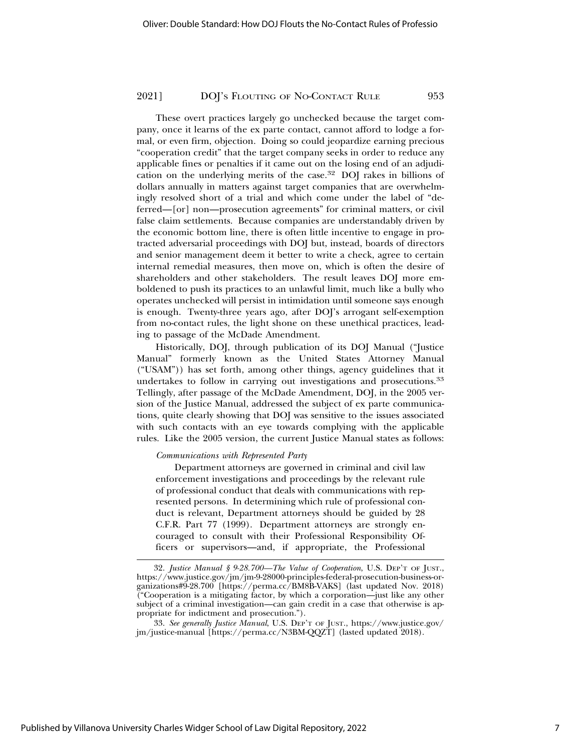These overt practices largely go unchecked because the target company, once it learns of the ex parte contact, cannot afford to lodge a formal, or even firm, objection. Doing so could jeopardize earning precious "cooperation credit" that the target company seeks in order to reduce any applicable fines or penalties if it came out on the losing end of an adjudication on the underlying merits of the case.[32] DOJ rakes in billions of dollars annually in matters against target companies that are overwhelmingly resolved short of a trial and which come under the label of "deferred—[or] non—prosecution agreements" for criminal matters, or civil false claim settlements. Because companies are understandably driven by the economic bottom line, there is often little incentive to engage in protracted adversarial proceedings with DOJ but, instead, boards of directors and senior management deem it better to write a check, agree to certain internal remedial measures, then move on, which is often the desire of shareholders and other stakeholders. The result leaves DOJ more emboldened to push its practices to an unlawful limit, much like a bully who operates unchecked will persist in intimidation until someone says enough is enough. Twenty-three years ago, after DOJ's arrogant self-exemption from no-contact rules, the light shone on these unethical practices, leading to passage of the McDade Amendment.

Historically, DOJ, through publication of its DOJ Manual ("Justice Manual" formerly known as the United States Attorney Manual ("USAM")) has set forth, among other things, agency guidelines that it undertakes to follow in carrying out investigations and prosecutions.[33] Tellingly, after passage of the McDade Amendment, DOJ, in the 2005 version of the Justice Manual, addressed the subject of ex parte communications, quite clearly showing that DOJ was sensitive to the issues associated with such contacts with an eye towards complying with the applicable rules. Like the 2005 version, the current Justice Manual states as follows:

> *Communications with Represented Party*
>
> Department attorneys are governed in criminal and civil law enforcement investigations and proceedings by the relevant rule of professional conduct that deals with communications with represented persons. In determining which rule of professional conduct is relevant, Department attorneys should be guided by 28 C.F.R. Part 77 (1999). Department attorneys are strongly encouraged to consult with their Professional Responsibility Officers or supervisors—and, if appropriate, the Professional

---

32. *Justice Manual § 9-28.700—The Value of Cooperation*, U.S. DEP'T OF JUST., https://www.justice.gov/jm/jm-9-28000-principles-federal-prosecution-business-organizations#9-28.700 [https://perma.cc/BM8B-VAKS] (last updated Nov. 2018) ("Cooperation is a mitigating factor, by which a corporation—just like any other subject of a criminal investigation—can gain credit in a case that otherwise is appropriate for indictment and prosecution.").

33. *See generally Justice Manual*, U.S. DEP'T OF JUST., https://www.justice.gov/jm/justice-manual [https://perma.cc/N3BM-QQZT] (lasted updated 2018).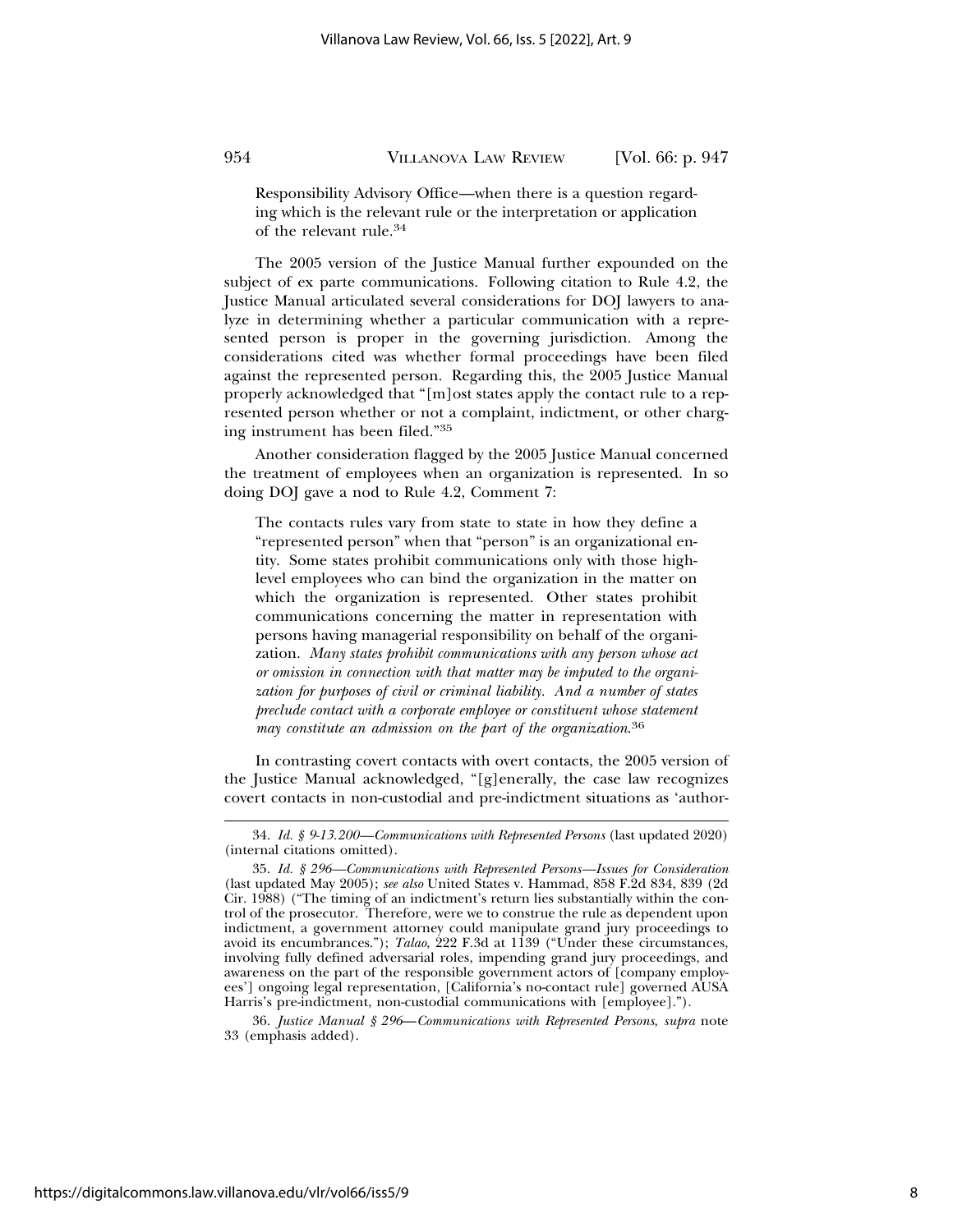Responsibility Advisory Office—when there is a question regarding which is the relevant rule or the interpretation or application of the relevant rule.[34]

The 2005 version of the Justice Manual further expounded on the subject of ex parte communications. Following citation to Rule 4.2, the Justice Manual articulated several considerations for DOJ lawyers to analyze in determining whether a particular communication with a represented person is proper in the governing jurisdiction. Among the considerations cited was whether formal proceedings have been filed against the represented person. Regarding this, the 2005 Justice Manual properly acknowledged that "[m]ost states apply the contact rule to a represented person whether or not a complaint, indictment, or other charging instrument has been filed."[35]

Another consideration flagged by the 2005 Justice Manual concerned the treatment of employees when an organization is represented. In so doing DOJ gave a nod to Rule 4.2, Comment 7:

> The contacts rules vary from state to state in how they define a "represented person" when that "person" is an organizational entity. Some states prohibit communications only with those high-level employees who can bind the organization in the matter on which the organization is represented. Other states prohibit communications concerning the matter in representation with persons having managerial responsibility on behalf of the organization. *Many states prohibit communications with any person whose act or omission in connection with that matter may be imputed to the organization for purposes of civil or criminal liability. And a number of states preclude contact with a corporate employee or constituent whose statement may constitute an admission on the part of the organization.*[36]

In contrasting covert contacts with overt contacts, the 2005 version of the Justice Manual acknowledged, "[g]enerally, the case law recognizes covert contacts in non-custodial and pre-indictment situations as 'author-

---

34. *Id. § 9-13.200—Communications with Represented Persons* (last updated 2020) (internal citations omitted).

35. *Id. § 296—Communications with Represented Persons—Issues for Consideration* (last updated May 2005); *see also* United States v. Hammad, 858 F.2d 834, 839 (2d Cir. 1988) ("The timing of an indictment's return lies substantially within the control of the prosecutor. Therefore, were we to construe the rule as dependent upon indictment, a government attorney could manipulate grand jury proceedings to avoid its encumbrances."); *Talao*, 222 F.3d at 1139 ("Under these circumstances, involving fully defined adversarial roles, impending grand jury proceedings, and awareness on the part of the responsible government actors of [company employees'] ongoing legal representation, [California's no-contact rule] governed AUSA Harris's pre-indictment, non-custodial communications with [employee].").

36. *Justice Manual § 296—Communications with Represented Persons*, *supra* note 33 (emphasis added).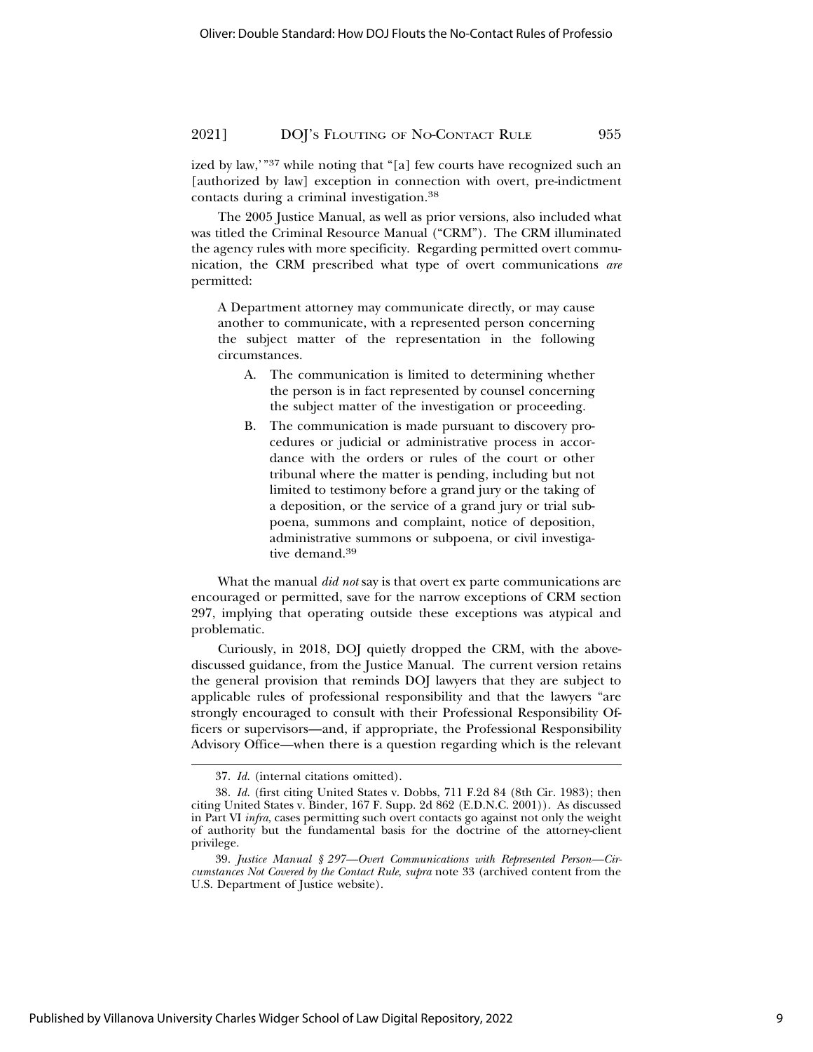ized by law,'"[37] while noting that "[a] few courts have recognized such an [authorized by law] exception in connection with overt, pre-indictment contacts during a criminal investigation.[38]

The 2005 Justice Manual, as well as prior versions, also included what was titled the Criminal Resource Manual ("CRM"). The CRM illuminated the agency rules with more specificity. Regarding permitted overt communication, the CRM prescribed what type of overt communications *are* permitted:

> A Department attorney may communicate directly, or may cause another to communicate, with a represented person concerning the subject matter of the representation in the following circumstances.
>
> A. The communication is limited to determining whether the person is in fact represented by counsel concerning the subject matter of the investigation or proceeding.
>
> B. The communication is made pursuant to discovery procedures or judicial or administrative process in accordance with the orders or rules of the court or other tribunal where the matter is pending, including but not limited to testimony before a grand jury or the taking of a deposition, or the service of a grand jury or trial subpoena, summons and complaint, notice of deposition, administrative summons or subpoena, or civil investigative demand.[39]

What the manual *did not* say is that overt ex parte communications are encouraged or permitted, save for the narrow exceptions of CRM section 297, implying that operating outside these exceptions was atypical and problematic.

Curiously, in 2018, DOJ quietly dropped the CRM, with the above-discussed guidance, from the Justice Manual. The current version retains the general provision that reminds DOJ lawyers that they are subject to applicable rules of professional responsibility and that the lawyers "are strongly encouraged to consult with their Professional Responsibility Officers or supervisors—and, if appropriate, the Professional Responsibility Advisory Office—when there is a question regarding which is the relevant

---

37. *Id.* (internal citations omitted).

38. *Id.* (first citing United States v. Dobbs, 711 F.2d 84 (8th Cir. 1983); then citing United States v. Binder, 167 F. Supp. 2d 862 (E.D.N.C. 2001)). As discussed in Part VI *infra*, cases permitting such overt contacts go against not only the weight of authority but the fundamental basis for the doctrine of the attorney-client privilege.

39. *Justice Manual § 297—Overt Communications with Represented Person—Circumstances Not Covered by the Contact Rule*, *supra* note 33 (archived content from the U.S. Department of Justice website).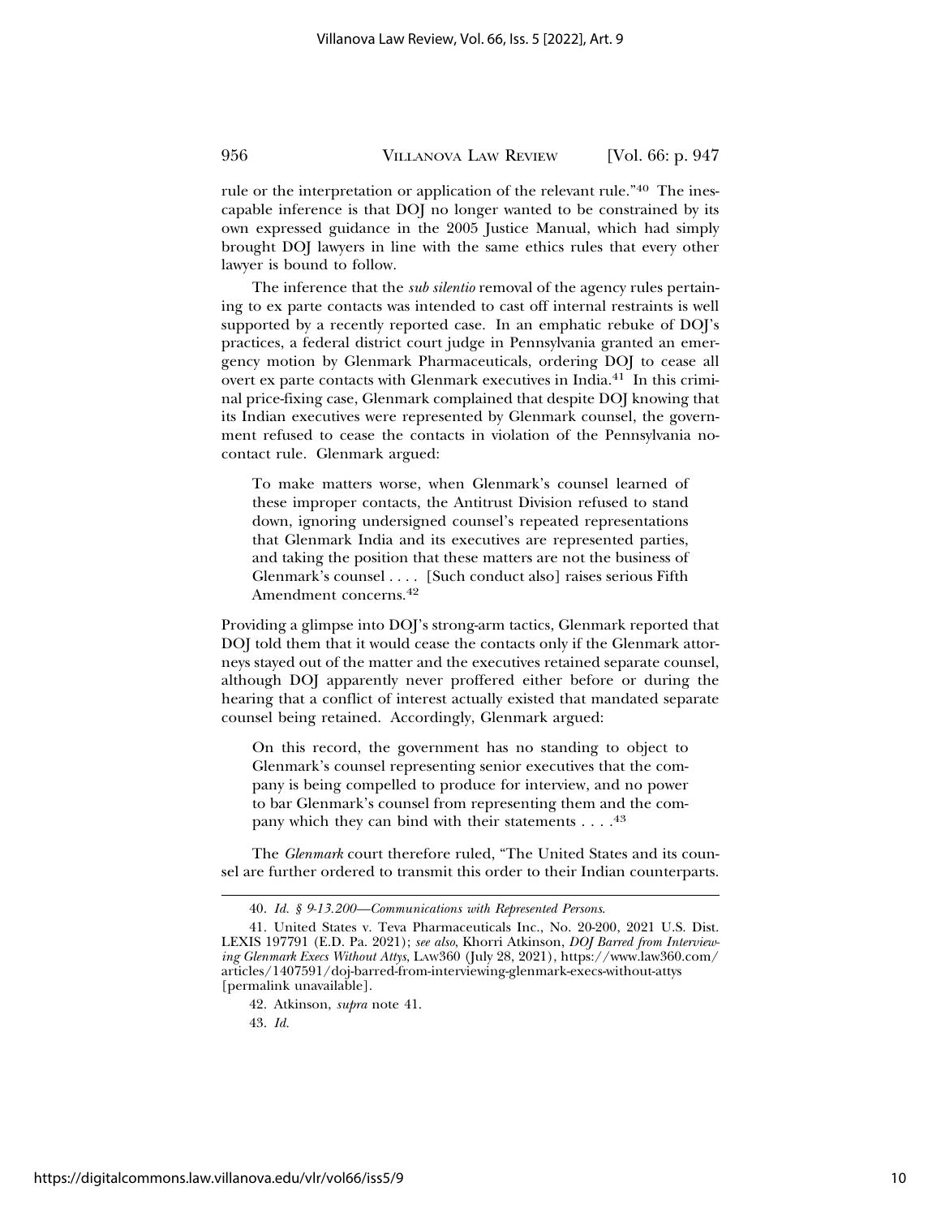rule or the interpretation or application of the relevant rule."[40] The inescapable inference is that DOJ no longer wanted to be constrained by its own expressed guidance in the 2005 Justice Manual, which had simply brought DOJ lawyers in line with the same ethics rules that every other lawyer is bound to follow.

The inference that the *sub silentio* removal of the agency rules pertaining to ex parte contacts was intended to cast off internal restraints is well supported by a recently reported case. In an emphatic rebuke of DOJ's practices, a federal district court judge in Pennsylvania granted an emergency motion by Glenmark Pharmaceuticals, ordering DOJ to cease all overt ex parte contacts with Glenmark executives in India.[41] In this criminal price-fixing case, Glenmark complained that despite DOJ knowing that its Indian executives were represented by Glenmark counsel, the government refused to cease the contacts in violation of the Pennsylvania no-contact rule. Glenmark argued:

> To make matters worse, when Glenmark's counsel learned of these improper contacts, the Antitrust Division refused to stand down, ignoring undersigned counsel's repeated representations that Glenmark India and its executives are represented parties, and taking the position that these matters are not the business of Glenmark's counsel . . . . [Such conduct also] raises serious Fifth Amendment concerns.[42]

Providing a glimpse into DOJ's strong-arm tactics, Glenmark reported that DOJ told them that it would cease the contacts only if the Glenmark attorneys stayed out of the matter and the executives retained separate counsel, although DOJ apparently never proffered either before or during the hearing that a conflict of interest actually existed that mandated separate counsel being retained. Accordingly, Glenmark argued:

> On this record, the government has no standing to object to Glenmark's counsel representing senior executives that the company is being compelled to produce for interview, and no power to bar Glenmark's counsel from representing them and the company which they can bind with their statements . . . .[43]

The *Glenmark* court therefore ruled, "The United States and its counsel are further ordered to transmit this order to their Indian counterparts.

---

40. *Id.* *§ 9-13.200—Communications with Represented Persons*.

41. United States v. Teva Pharmaceuticals Inc., No. 20-200, 2021 U.S. Dist. LEXIS 197791 (E.D. Pa. 2021); *see also*, Khorri Atkinson, *DOJ Barred from Interviewing Glenmark Execs Without Attys*, LAW360 (July 28, 2021), https://www.law360.com/articles/1407591/doj-barred-from-interviewing-glenmark-execs-without-attys [permalink unavailable].

42. Atkinson, *supra* note 41.

43. *Id.*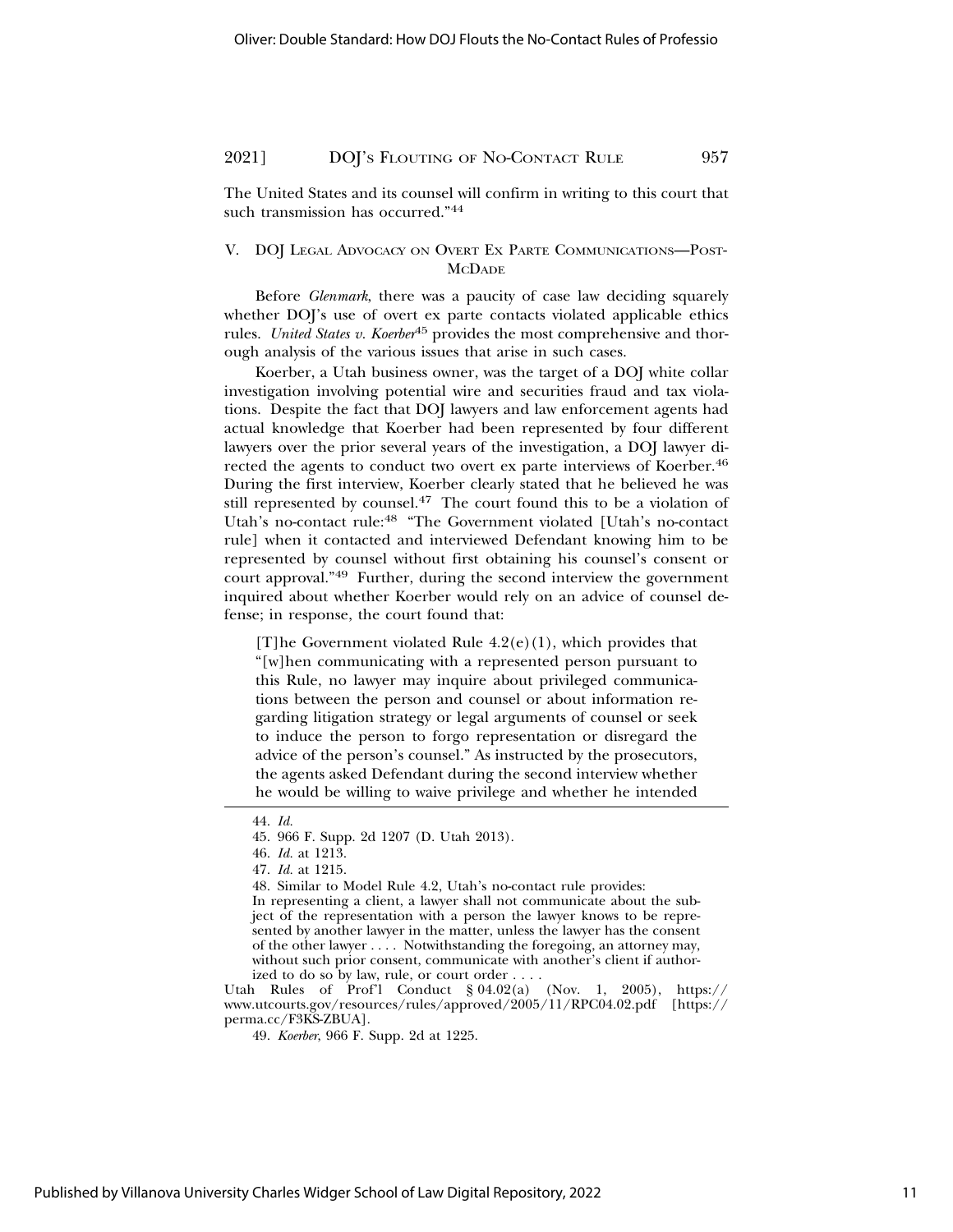The United States and its counsel will confirm in writing to this court that such transmission has occurred."[44]

## V. DOJ Legal Advocacy on Overt Ex Parte Communications—Post-McDade

Before *Glenmark*, there was a paucity of case law deciding squarely whether DOJ's use of overt ex parte contacts violated applicable ethics rules. *United States v. Koerber*[45] provides the most comprehensive and thorough analysis of the various issues that arise in such cases.

Koerber, a Utah business owner, was the target of a DOJ white collar investigation involving potential wire and securities fraud and tax violations. Despite the fact that DOJ lawyers and law enforcement agents had actual knowledge that Koerber had been represented by four different lawyers over the prior several years of the investigation, a DOJ lawyer directed the agents to conduct two overt ex parte interviews of Koerber.[46] During the first interview, Koerber clearly stated that he believed he was still represented by counsel.[47] The court found this to be a violation of Utah's no-contact rule:[48] "The Government violated [Utah's no-contact rule] when it contacted and interviewed Defendant knowing him to be represented by counsel without first obtaining his counsel's consent or court approval."[49] Further, during the second interview the government inquired about whether Koerber would rely on an advice of counsel defense; in response, the court found that:

> [T]he Government violated Rule 4.2(e)(1), which provides that "[w]hen communicating with a represented person pursuant to this Rule, no lawyer may inquire about privileged communications between the person and counsel or about information regarding litigation strategy or legal arguments of counsel or seek to induce the person to forgo representation or disregard the advice of the person's counsel." As instructed by the prosecutors, the agents asked Defendant during the second interview whether he would be willing to waive privilege and whether he intended

---

44. *Id.*

45. 966 F. Supp. 2d 1207 (D. Utah 2013).

46. *Id.* at 1213.

47. *Id.* at 1215.

48. Similar to Model Rule 4.2, Utah's no-contact rule provides:

In representing a client, a lawyer shall not communicate about the subject of the representation with a person the lawyer knows to be represented by another lawyer in the matter, unless the lawyer has the consent of the other lawyer . . . . Notwithstanding the foregoing, an attorney may, without such prior consent, communicate with another's client if authorized to do so by law, rule, or court order . . . .

Utah Rules of Prof'l Conduct § 04.02(a) (Nov. 1, 2005), https://www.utcourts.gov/resources/rules/approved/2005/11/RPC04.02.pdf [https://perma.cc/F3KS-ZBUA].

49. *Koerber*, 966 F. Supp. 2d at 1225.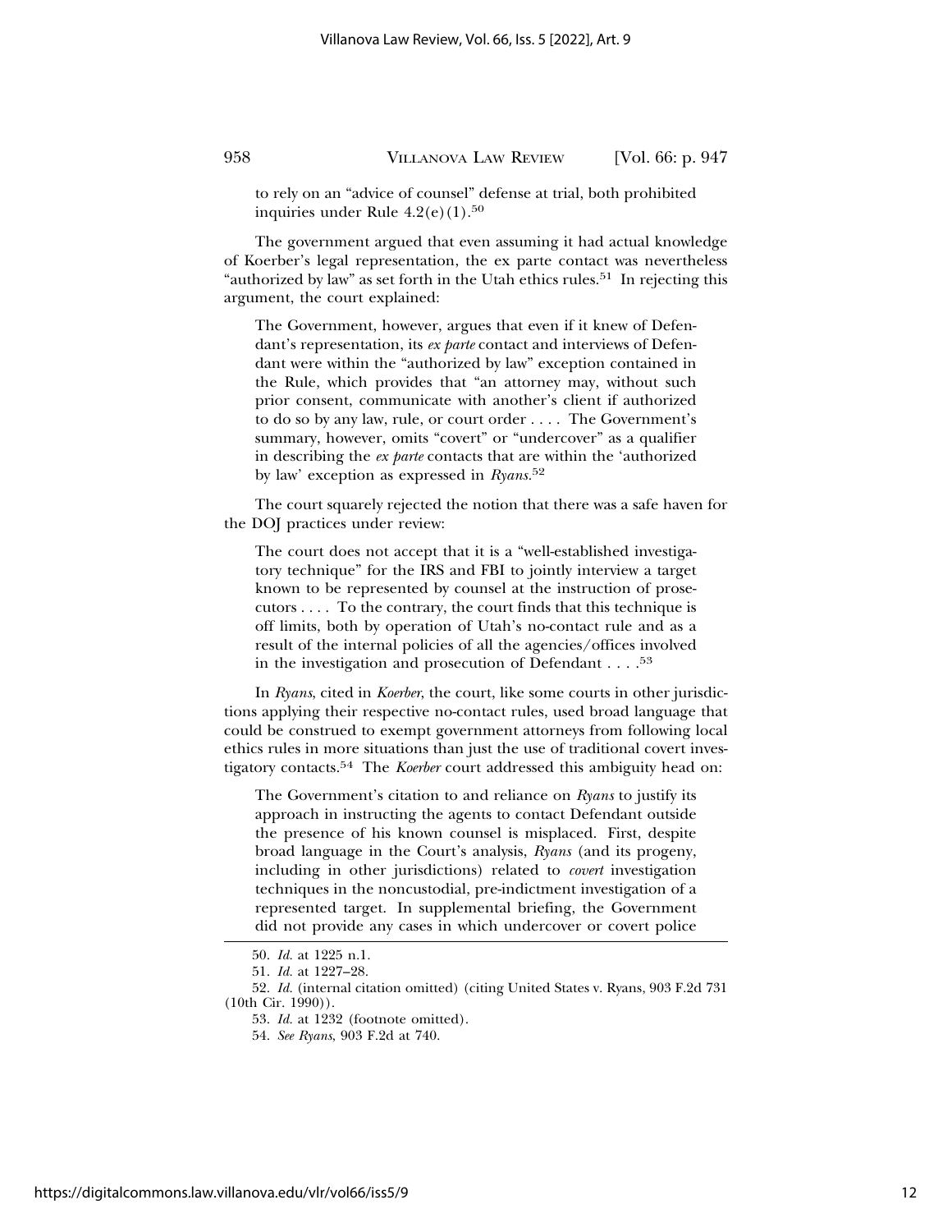to rely on an "advice of counsel" defense at trial, both prohibited inquiries under Rule 4.2(e)(1).[50]

The government argued that even assuming it had actual knowledge of Koerber's legal representation, the ex parte contact was nevertheless "authorized by law" as set forth in the Utah ethics rules.[51] In rejecting this argument, the court explained:

> The Government, however, argues that even if it knew of Defendant's representation, its *ex parte* contact and interviews of Defendant were within the "authorized by law" exception contained in the Rule, which provides that "an attorney may, without such prior consent, communicate with another's client if authorized to do so by any law, rule, or court order . . . . The Government's summary, however, omits "covert" or "undercover" as a qualifier in describing the *ex parte* contacts that are within the 'authorized by law' exception as expressed in *Ryans*.[52]

The court squarely rejected the notion that there was a safe haven for the DOJ practices under review:

> The court does not accept that it is a "well-established investigatory technique" for the IRS and FBI to jointly interview a target known to be represented by counsel at the instruction of prosecutors . . . . To the contrary, the court finds that this technique is off limits, both by operation of Utah's no-contact rule and as a result of the internal policies of all the agencies/offices involved in the investigation and prosecution of Defendant . . . .[53]

In *Ryans*, cited in *Koerber*, the court, like some courts in other jurisdictions applying their respective no-contact rules, used broad language that could be construed to exempt government attorneys from following local ethics rules in more situations than just the use of traditional covert investigatory contacts.[54] The *Koerber* court addressed this ambiguity head on:

> The Government's citation to and reliance on *Ryans* to justify its approach in instructing the agents to contact Defendant outside the presence of his known counsel is misplaced. First, despite broad language in the Court's analysis, *Ryans* (and its progeny, including in other jurisdictions) related to *covert* investigation techniques in the noncustodial, pre-indictment investigation of a represented target. In supplemental briefing, the Government did not provide any cases in which undercover or covert police

---

50. *Id.* at 1225 n.1.

51. *Id.* at 1227–28.

52. *Id.* (internal citation omitted) (citing United States v. Ryans, 903 F.2d 731 (10th Cir. 1990)).

53. *Id.* at 1232 (footnote omitted).

54. *See Ryans*, 903 F.2d at 740.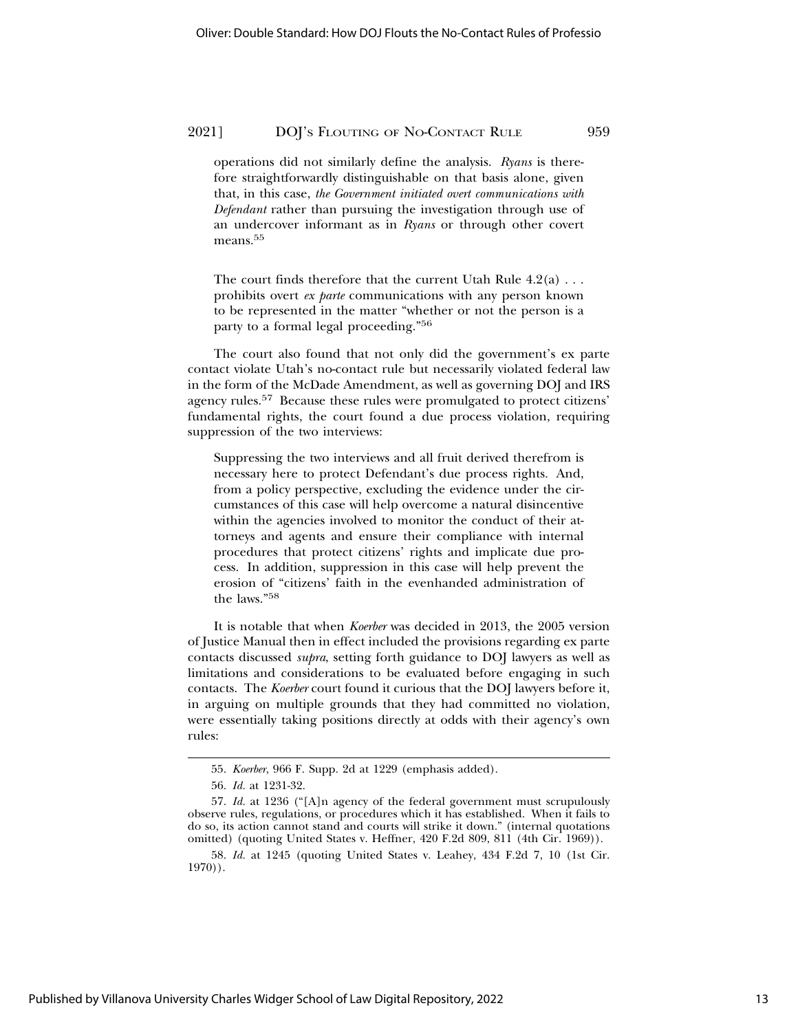> operations did not similarly define the analysis. *Ryans* is therefore straightforwardly distinguishable on that basis alone, given that, in this case, *the Government initiated overt communications with Defendant* rather than pursuing the investigation through use of an undercover informant as in *Ryans* or through other covert means.[55]

> The court finds therefore that the current Utah Rule 4.2(a) . . . prohibits overt *ex parte* communications with any person known to be represented in the matter "whether or not the person is a party to a formal legal proceeding."[56]

The court also found that not only did the government's ex parte contact violate Utah's no-contact rule but necessarily violated federal law in the form of the McDade Amendment, as well as governing DOJ and IRS agency rules.[57] Because these rules were promulgated to protect citizens' fundamental rights, the court found a due process violation, requiring suppression of the two interviews:

> Suppressing the two interviews and all fruit derived therefrom is necessary here to protect Defendant's due process rights. And, from a policy perspective, excluding the evidence under the circumstances of this case will help overcome a natural disincentive within the agencies involved to monitor the conduct of their attorneys and agents and ensure their compliance with internal procedures that protect citizens' rights and implicate due process. In addition, suppression in this case will help prevent the erosion of "citizens' faith in the evenhanded administration of the laws."[58]

It is notable that when *Koerber* was decided in 2013, the 2005 version of Justice Manual then in effect included the provisions regarding ex parte contacts discussed *supra*, setting forth guidance to DOJ lawyers as well as limitations and considerations to be evaluated before engaging in such contacts. The *Koerber* court found it curious that the DOJ lawyers before it, in arguing on multiple grounds that they had committed no violation, were essentially taking positions directly at odds with their agency's own rules:

---

55. *Koerber*, 966 F. Supp. 2d at 1229 (emphasis added).

56. *Id.* at 1231-32.

57. *Id.* at 1236 ("[A]n agency of the federal government must scrupulously observe rules, regulations, or procedures which it has established. When it fails to do so, its action cannot stand and courts will strike it down." (internal quotations omitted) (quoting United States v. Heffner, 420 F.2d 809, 811 (4th Cir. 1969)).

58. *Id.* at 1245 (quoting United States v. Leahey, 434 F.2d 7, 10 (1st Cir. 1970)).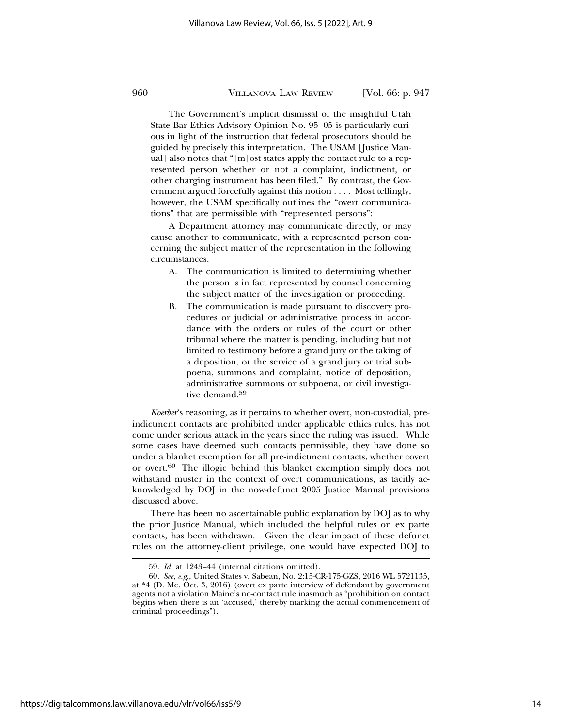The Government's implicit dismissal of the insightful Utah State Bar Ethics Advisory Opinion No. 95–05 is particularly curious in light of the instruction that federal prosecutors should be guided by precisely this interpretation. The USAM [Justice Manual] also notes that "[m]ost states apply the contact rule to a represented person whether or not a complaint, indictment, or other charging instrument has been filed." By contrast, the Government argued forcefully against this notion . . . . Most tellingly, however, the USAM specifically outlines the "overt communications" that are permissible with "represented persons":

> A Department attorney may communicate directly, or may cause another to communicate, with a represented person concerning the subject matter of the representation in the following circumstances.
>
> A. The communication is limited to determining whether the person is in fact represented by counsel concerning the subject matter of the investigation or proceeding.
>
> B. The communication is made pursuant to discovery procedures or judicial or administrative process in accordance with the orders or rules of the court or other tribunal where the matter is pending, including but not limited to testimony before a grand jury or the taking of a deposition, or the service of a grand jury or trial subpoena, summons and complaint, notice of deposition, administrative summons or subpoena, or civil investigative demand.[59]

*Koerber*'s reasoning, as it pertains to whether overt, non-custodial, pre-indictment contacts are prohibited under applicable ethics rules, has not come under serious attack in the years since the ruling was issued. While some cases have deemed such contacts permissible, they have done so under a blanket exemption for all pre-indictment contacts, whether covert or overt.[60] The illogic behind this blanket exemption simply does not withstand muster in the context of overt communications, as tacitly acknowledged by DOJ in the now-defunct 2005 Justice Manual provisions discussed above.

There has been no ascertainable public explanation by DOJ as to why the prior Justice Manual, which included the helpful rules on ex parte contacts, has been withdrawn. Given the clear impact of these defunct rules on the attorney-client privilege, one would have expected DOJ to

---

59. *Id.* at 1243–44 (internal citations omitted).

60. *See, e.g.*, United States v. Sabean, No. 2:15-CR-175-GZS, 2016 WL 5721135, at *4 (D. Me. Oct. 3, 2016) (overt ex parte interview of defendant by government agents not a violation Maine's no-contact rule inasmuch as "prohibition on contact begins when there is an 'accused,' thereby marking the actual commencement of criminal proceedings").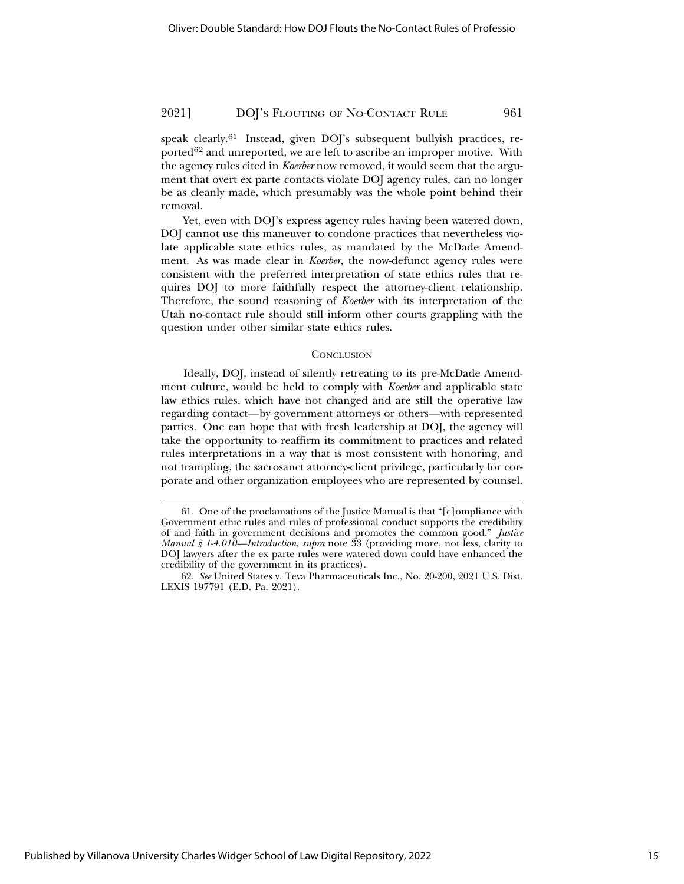speak clearly.[61] Instead, given DOJ's subsequent bullyish practices, reported[62] and unreported, we are left to ascribe an improper motive. With the agency rules cited in *Koerber* now removed, it would seem that the argument that overt ex parte contacts violate DOJ agency rules, can no longer be as cleanly made, which presumably was the whole point behind their removal.

Yet, even with DOJ's express agency rules having been watered down, DOJ cannot use this maneuver to condone practices that nevertheless violate applicable state ethics rules, as mandated by the McDade Amendment. As was made clear in *Koerber,* the now-defunct agency rules were consistent with the preferred interpretation of state ethics rules that requires DOJ to more faithfully respect the attorney-client relationship. Therefore, the sound reasoning of *Koerber* with its interpretation of the Utah no-contact rule should still inform other courts grappling with the question under other similar state ethics rules.

## Conclusion

Ideally, DOJ, instead of silently retreating to its pre-McDade Amendment culture, would be held to comply with *Koerber* and applicable state law ethics rules, which have not changed and are still the operative law regarding contact—by government attorneys or others—with represented parties. One can hope that with fresh leadership at DOJ, the agency will take the opportunity to reaffirm its commitment to practices and related rules interpretations in a way that is most consistent with honoring, and not trampling, the sacrosanct attorney-client privilege, particularly for corporate and other organization employees who are represented by counsel.

---

61. One of the proclamations of the Justice Manual is that "[c]ompliance with Government ethic rules and rules of professional conduct supports the credibility of and faith in government decisions and promotes the common good." *Justice Manual § 1-4.010—Introduction, supra* note 33 (providing more, not less, clarity to DOJ lawyers after the ex parte rules were watered down could have enhanced the credibility of the government in its practices).

62. *See* United States v. Teva Pharmaceuticals Inc., No. 20-200, 2021 U.S. Dist. LEXIS 197791 (E.D. Pa. 2021).